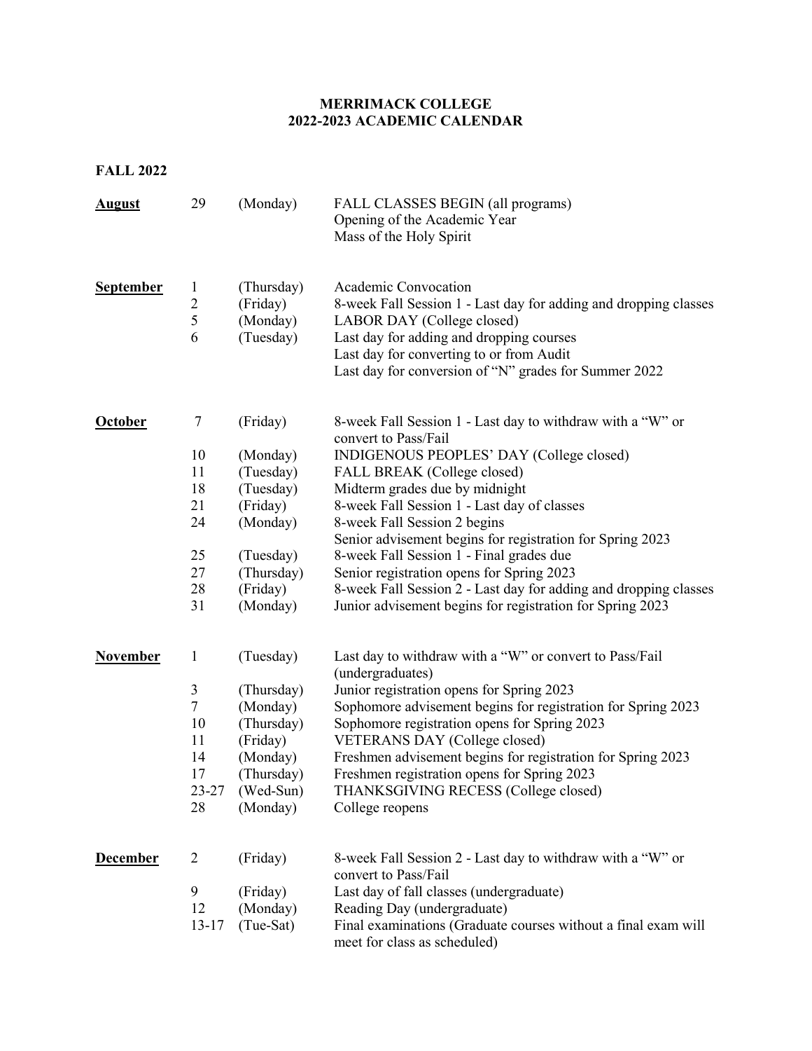# MERRIMACK COLLEGE
## 2022-2023 ACADEMIC CALENDAR

### FALL 2022

| Month | Date | Day | Event |
|---|---|---|---|
| **August** | 29 | (Monday) | FALL CLASSES BEGIN (all programs)<br>Opening of the Academic Year<br>Mass of the Holy Spirit |
| **September** | 1 | (Thursday) | Academic Convocation |
| | 2 | (Friday) | 8-week Fall Session 1 - Last day for adding and dropping classes |
| | 5 | (Monday) | LABOR DAY (College closed) |
| | 6 | (Tuesday) | Last day for adding and dropping courses<br>Last day for converting to or from Audit<br>Last day for conversion of "N" grades for Summer 2022 |
| **October** | 7 | (Friday) | 8-week Fall Session 1 - Last day to withdraw with a "W" or convert to Pass/Fail |
| | 10 | (Monday) | INDIGENOUS PEOPLES' DAY (College closed) |
| | 11 | (Tuesday) | FALL BREAK (College closed) |
| | 18 | (Tuesday) | Midterm grades due by midnight |
| | 21 | (Friday) | 8-week Fall Session 1 - Last day of classes |
| | 24 | (Monday) | 8-week Fall Session 2 begins<br>Senior advisement begins for registration for Spring 2023 |
| | 25 | (Tuesday) | 8-week Fall Session 1 - Final grades due |
| | 27 | (Thursday) | Senior registration opens for Spring 2023 |
| | 28 | (Friday) | 8-week Fall Session 2 - Last day for adding and dropping classes |
| | 31 | (Monday) | Junior advisement begins for registration for Spring 2023 |
| **November** | 1 | (Tuesday) | Last day to withdraw with a "W" or convert to Pass/Fail (undergraduates) |
| | 3 | (Thursday) | Junior registration opens for Spring 2023 |
| | 7 | (Monday) | Sophomore advisement begins for registration for Spring 2023 |
| | 10 | (Thursday) | Sophomore registration opens for Spring 2023 |
| | 11 | (Friday) | VETERANS DAY (College closed) |
| | 14 | (Monday) | Freshmen advisement begins for registration for Spring 2023 |
| | 17 | (Thursday) | Freshmen registration opens for Spring 2023 |
| | 23-27 | (Wed-Sun) | THANKSGIVING RECESS (College closed) |
| | 28 | (Monday) | College reopens |
| **December** | 2 | (Friday) | 8-week Fall Session 2 - Last day to withdraw with a "W" or convert to Pass/Fail |
| | 9 | (Friday) | Last day of fall classes (undergraduate) |
| | 12 | (Monday) | Reading Day (undergraduate) |
| | 13-17 | (Tue-Sat) | Final examinations (Graduate courses without a final exam will meet for class as scheduled) |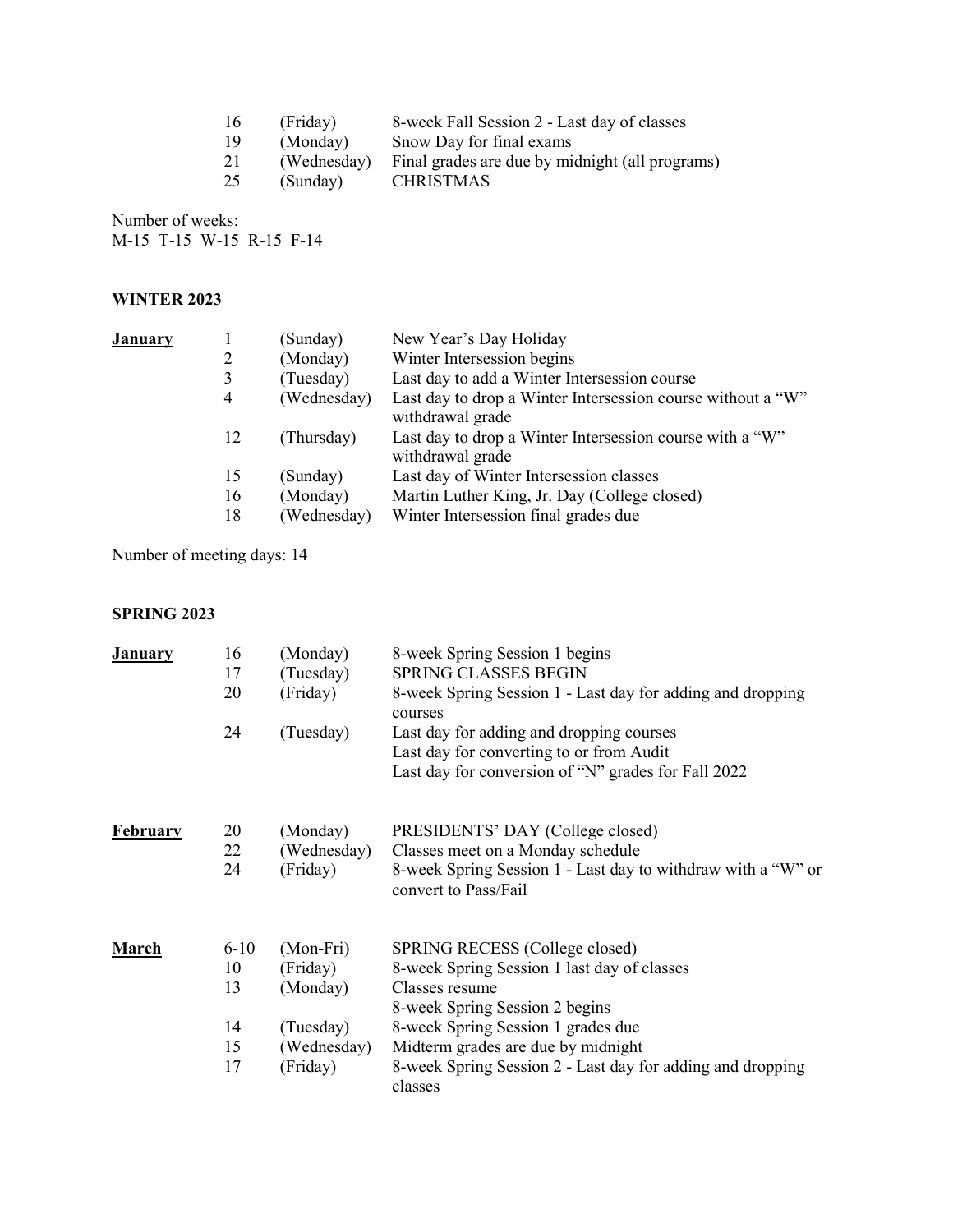| | | |
|---|---|---|
| 16 | (Friday) | 8-week Fall Session 2 - Last day of classes |
| 19 | (Monday) | Snow Day for final exams |
| 21 | (Wednesday) | Final grades are due by midnight (all programs) |
| 25 | (Sunday) | CHRISTMAS |

Number of weeks:
M-15 T-15 W-15 R-15 F-14

**WINTER 2023**

| | | | |
|---|---|---|---|
| **January** | 1 | (Sunday) | New Year's Day Holiday |
| | 2 | (Monday) | Winter Intersession begins |
| | 3 | (Tuesday) | Last day to add a Winter Intersession course |
| | 4 | (Wednesday) | Last day to drop a Winter Intersession course without a "W" withdrawal grade |
| | 12 | (Thursday) | Last day to drop a Winter Intersession course with a "W" withdrawal grade |
| | 15 | (Sunday) | Last day of Winter Intersession classes |
| | 16 | (Monday) | Martin Luther King, Jr. Day (College closed) |
| | 18 | (Wednesday) | Winter Intersession final grades due |

Number of meeting days: 14

**SPRING 2023**

| | | | |
|---|---|---|---|
| **January** | 16 | (Monday) | 8-week Spring Session 1 begins |
| | 17 | (Tuesday) | SPRING CLASSES BEGIN |
| | 20 | (Friday) | 8-week Spring Session 1 - Last day for adding and dropping courses |
| | 24 | (Tuesday) | Last day for adding and dropping courses<br>Last day for converting to or from Audit<br>Last day for conversion of "N" grades for Fall 2022 |
| **February** | 20 | (Monday) | PRESIDENTS' DAY (College closed) |
| | 22 | (Wednesday) | Classes meet on a Monday schedule |
| | 24 | (Friday) | 8-week Spring Session 1 - Last day to withdraw with a "W" or convert to Pass/Fail |
| **March** | 6-10 | (Mon-Fri) | SPRING RECESS (College closed) |
| | 10 | (Friday) | 8-week Spring Session 1 last day of classes |
| | 13 | (Monday) | Classes resume<br>8-week Spring Session 2 begins |
| | 14 | (Tuesday) | 8-week Spring Session 1 grades due |
| | 15 | (Wednesday) | Midterm grades are due by midnight |
| | 17 | (Friday) | 8-week Spring Session 2 - Last day for adding and dropping classes |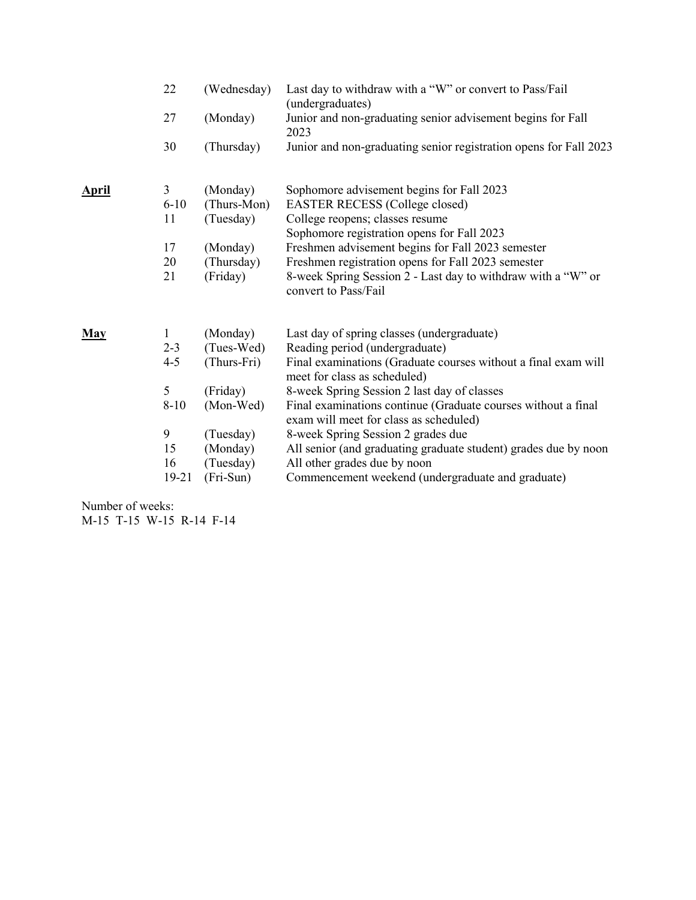| | | | |
|---|---|---|---|
| | 22 | (Wednesday) | Last day to withdraw with a "W" or convert to Pass/Fail (undergraduates) |
| | 27 | (Monday) | Junior and non-graduating senior advisement begins for Fall 2023 |
| | 30 | (Thursday) | Junior and non-graduating senior registration opens for Fall 2023 |
| **April** | 3 | (Monday) | Sophomore advisement begins for Fall 2023 |
| | 6-10 | (Thurs-Mon) | EASTER RECESS (College closed) |
| | 11 | (Tuesday) | College reopens; classes resume<br>Sophomore registration opens for Fall 2023 |
| | 17 | (Monday) | Freshmen advisement begins for Fall 2023 semester |
| | 20 | (Thursday) | Freshmen registration opens for Fall 2023 semester |
| | 21 | (Friday) | 8-week Spring Session 2 - Last day to withdraw with a "W" or convert to Pass/Fail |
| **May** | 1 | (Monday) | Last day of spring classes (undergraduate) |
| | 2-3 | (Tues-Wed) | Reading period (undergraduate) |
| | 4-5 | (Thurs-Fri) | Final examinations (Graduate courses without a final exam will meet for class as scheduled) |
| | 5 | (Friday) | 8-week Spring Session 2 last day of classes |
| | 8-10 | (Mon-Wed) | Final examinations continue (Graduate courses without a final exam will meet for class as scheduled) |
| | 9 | (Tuesday) | 8-week Spring Session 2 grades due |
| | 15 | (Monday) | All senior (and graduating graduate student) grades due by noon |
| | 16 | (Tuesday) | All other grades due by noon |
| | 19-21 | (Fri-Sun) | Commencement weekend (undergraduate and graduate) |

Number of weeks:
M-15 T-15 W-15 R-14 F-14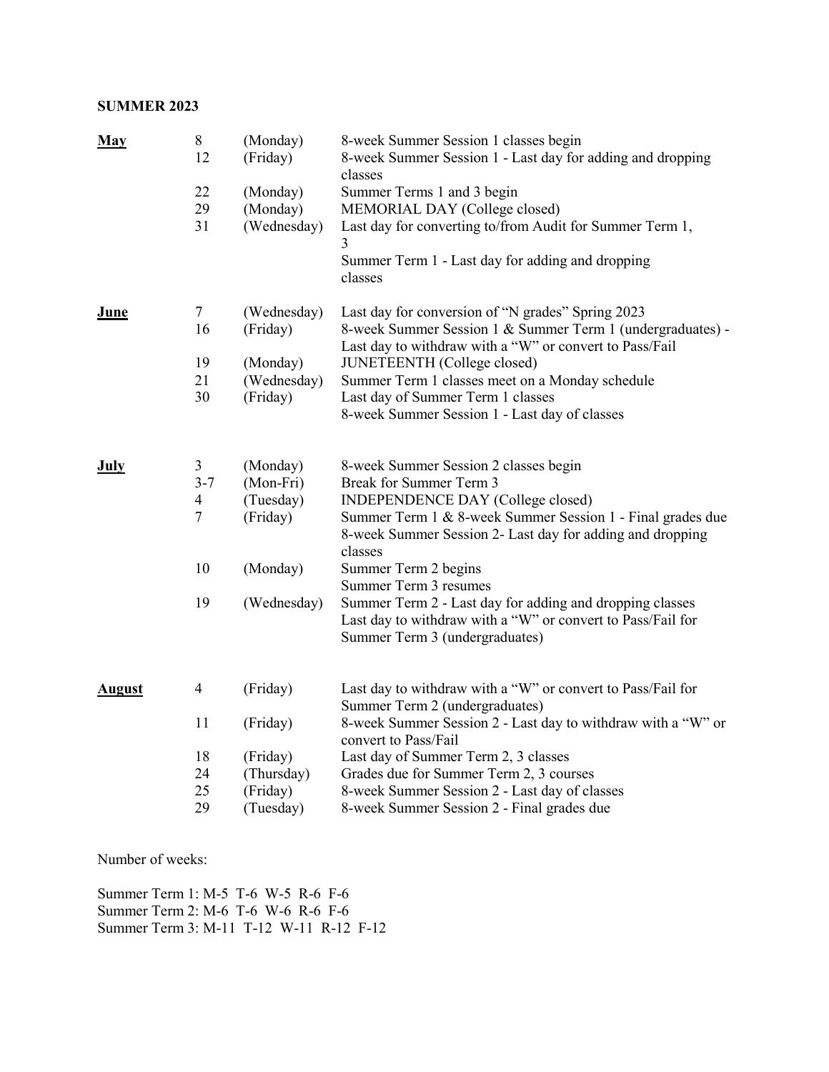**SUMMER 2023**

| | | | |
|---|---|---|---|
| **May** | 8 | (Monday) | 8-week Summer Session 1 classes begin |
| | 12 | (Friday) | 8-week Summer Session 1 - Last day for adding and dropping classes |
| | 22 | (Monday) | Summer Terms 1 and 3 begin |
| | 29 | (Monday) | MEMORIAL DAY (College closed) |
| | 31 | (Wednesday) | Last day for converting to/from Audit for Summer Term 1, 3<br>Summer Term 1 - Last day for adding and dropping classes |
| **June** | 7 | (Wednesday) | Last day for conversion of "N grades" Spring 2023 |
| | 16 | (Friday) | 8-week Summer Session 1 & Summer Term 1 (undergraduates) - Last day to withdraw with a "W" or convert to Pass/Fail |
| | 19 | (Monday) | JUNETEENTH (College closed) |
| | 21 | (Wednesday) | Summer Term 1 classes meet on a Monday schedule |
| | 30 | (Friday) | Last day of Summer Term 1 classes<br>8-week Summer Session 1 - Last day of classes |
| **July** | 3 | (Monday) | 8-week Summer Session 2 classes begin |
| | 3-7 | (Mon-Fri) | Break for Summer Term 3 |
| | 4 | (Tuesday) | INDEPENDENCE DAY (College closed) |
| | 7 | (Friday) | Summer Term 1 & 8-week Summer Session 1 - Final grades due<br>8-week Summer Session 2- Last day for adding and dropping classes |
| | 10 | (Monday) | Summer Term 2 begins<br>Summer Term 3 resumes |
| | 19 | (Wednesday) | Summer Term 2 - Last day for adding and dropping classes<br>Last day to withdraw with a "W" or convert to Pass/Fail for Summer Term 3 (undergraduates) |
| **August** | 4 | (Friday) | Last day to withdraw with a "W" or convert to Pass/Fail for Summer Term 2 (undergraduates) |
| | 11 | (Friday) | 8-week Summer Session 2 - Last day to withdraw with a "W" or convert to Pass/Fail |
| | 18 | (Friday) | Last day of Summer Term 2, 3 classes |
| | 24 | (Thursday) | Grades due for Summer Term 2, 3 courses |
| | 25 | (Friday) | 8-week Summer Session 2 - Last day of classes |
| | 29 | (Tuesday) | 8-week Summer Session 2 - Final grades due |

Number of weeks:

Summer Term 1: M-5 T-6 W-5 R-6 F-6
Summer Term 2: M-6 T-6 W-6 R-6 F-6
Summer Term 3: M-11 T-12 W-11 R-12 F-12